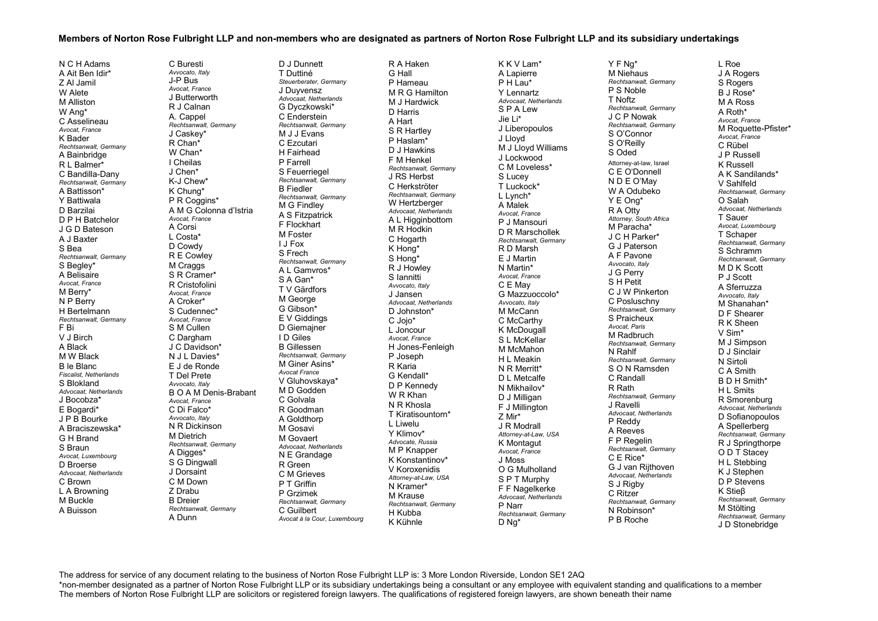**Members of Norton Rose Fulbright LLP and non-members who are designated as partners of Norton Rose Fulbright LLP and its subsidiary undertakings**

N C H Adams
A Ait Ben Idir*
Z Al Jamil
W Alete
M Alliston
W Ang*
C Asselineau
*Avocat, France*
K Bader
*Rechtsanwalt, Germany*
A Bainbridge
R L Balmer*
C Bandilla-Dany
*Rechtsanwalt, Germany*
A Battisson*
Y Battiwala
D Barzilai
D P H Batchelor
J G D Bateson
A J Baxter
S Bea
*Rechtsanwalt, Germany*
S Begley*
A Belisaire
*Avocat, France*
M Berry*
N P Berry
H Bertelmann
*Rechtsanwalt, Germany*
F Bi
V J Birch
A Black
M W Black
B le Blanc
*Fiscalist, Netherlands*
S Blokland
*Advocaat, Netherlands*
J Bocobza*
E Bogardi*
J P B Bourke
A Braciszewska*
G H Brand
S Braun
*Avocat, Luxembourg*
D Broerse
*Advocaat, Netherlands*
C Brown
L A Browning
M Buckle
A Buisson

C Buresti
*Avvocato, Italy*
J-P Bus
*Avocat, France*
J Butterworth
R J Calnan
A. Cappel
*Rechtsanwalt, Germany*
J Caskey*
R Chan*
W Chan*
I Cheilas
J Chen*
K-J Chew*
K Chung*
P R Coggins*
A M G Colonna d'Istria
*Avocat, France*
A Corsi
L Costa*
D Cowdy
R E Cowley
M Craggs
S R Cramer*
R Cristofolini
*Avocat, France*
A Croker*
S Cudennec*
*Avocat, France*
S M Cullen
C Dargham
J C Davidson*
N J L Davies*
E J de Ronde
T Del Prete
*Avvocato, Italy*
B O A M Denis-Brabant
*Avocat, France*
C Di Falco*
*Avvocato, Italy*
N R Dickinson
M Dietrich
*Rechtsanwalt, Germany*
A Digges*
S G Dingwall
J Dorsaint
C M Down
Z Drabu
B Dreier
*Rechtsanwalt, Germany*
A Dunn

D J Dunnett
T Duttiné
*Steuerberater, Germany*
J Duyvensz
*Advocaat, Netherlands*
G Dyczkowski*
C Enderstein
*Rechtsanwalt, Germany*
M J J Evans
C Ezcutari
H Fairhead
P Farrell
S Feuerriegel
*Rechtsanwalt, Germany*
B Fiedler
*Rechtsanwalt, Germany*
M G Findley
A S Fitzpatrick
F Flockhart
M Foster
I J Fox
S Frech
*Rechtsanwalt, Germany*
A L Gamvros*
S A Gan*
T V Gärdfors
M George
G Gibson*
E V Giddings
D Giemajner
I D Giles
B Gillessen
*Rechtsanwalt, Germany*
M Giner Asins*
*Avocat France*
V Gluhovskaya*
M D Godden
C Golvala
R Goodman
A Goldthorp
M Gosavi
M Govaert
*Advocaat, Netherlands*
N E Grandage
R Green
C M Grieves
P T Griffin
P Grzimek
*Rechtsanwalt, Germany*
C Guilbert
*Avocat à la Cour, Luxembourg*

R A Haken
G Hall
P Hameau
M R G Hamilton
M J Hardwick
D Harris
A Hart
S R Hartley
P Haslam*
D J Hawkins
F M Henkel
*Rechtsanwalt, Germany*
J RS Herbst
C Herkströter
*Rechtsanwalt, Germany*
W Hertzberger
*Advocaat, Netherlands*
A L Higginbottom
M R Hodkin
C Hogarth
K Hong*
S Hong*
R J Howley
S Iannitti
*Avvocato, Italy*
J Jansen
*Advocaat, Netherlands*
D Johnston*
C Jojo*
L Joncour
*Avocat, France*
H Jones-Fenleigh
P Joseph
R Karia
G Kendall*
D P Kennedy
W R Khan
N R Khosla
T Kiratisountorn*
L Liwelu
Y Klimov*
*Advocate, Russia*
M P Knapper
K Konstantinov*
V Koroxenidis
*Attorney-at-Law, USA*
N Kramer*
M Krause
*Rechtsanwalt, Germany*
H Kubba
K Kühnle

K K V Lam*
A Lapierre
P H Lau*
Y Lennartz
*Advocaat, Netherlands*
S P A Lew
Jie Li*
J Liberopoulos
J Lloyd
M J Lloyd Williams
J Lockwood
C M Loveless*
S Lucey
T Luckock*
L Lynch*
A Malek
*Avocat, France*
P J Mansouri
D R Marschollek
*Rechtsanwalt, Germany*
R D Marsh
E J Martin
N Martin*
*Avocat, France*
C E May
G Mazzuoccolo*
*Avvocato, Italy*
M McCann
C McCarthy
K McDougall
S L McKellar
M McMahon
H L Meakin
N R Merritt*
D L Metcalfe
N Mikhailov*
D J Milligan
F J Millington
Z Mir*
J R Modrall
*Attorney-at-Law, USA*
K Montagut
*Avocat, France*
J Moss
O G Mulholland
S P T Murphy
F F Nagelkerke
*Advocaat, Netherlands*
P Narr
*Rechtsanwalt, Germany*
D Ng*

Y F Ng*
M Niehaus
*Rechtsanwalt, Germany*
P S Noble
T Noftz
*Rechtsanwalt, Germany*
J C P Nowak
*Rechtsanwalt, Germany*
S O'Connor
S O'Reilly
S Oded
Attorney-at-law, Israel
C E O'Donnell
N D E O'May
W A Odubeko
Y E Ong*
R A Otty
*Attorney, South Africa*
M Paracha*
J C H Parker*
G J Paterson
A F Pavone
*Avvocato, Italy*
J G Perry
S H Petit
C J W Pinkerton
C Posluschny
*Rechtsanwalt, Germany*
S Praicheux
*Avocat, Paris*
M Radbruch
*Rechtsanwalt, Germany*
N Rahlf
*Rechtsanwalt, Germany*
S O N Ramsden
C Randall
R Rath
*Rechtsanwalt, Germany*
J Ravelli
*Advocaat, Netherlands*
P Reddy
A Reeves
F P Regelin
*Rechtsanwalt, Germany*
C E Rice*
G J van Rijthoven
*Advocaat, Netherlands*
S J Rigby
C Ritzer
*Rechtsanwalt, Germany*
N Robinson*
P B Roche

L Roe
J A Rogers
S Rogers
B J Rose*
M A Ross
A Roth*
*Avocat, France*
M Roquette-Pfister*
*Avocat, France*
C Rübel
J P Russell
K Russell
A K Sandilands*
V Sahlfeld
*Rechtsanwalt, Germany*
O Salah
*Advocaat, Netherlands*
T Sauer
*Avocat, Luxembourg*
T Schaper
*Rechtsanwalt, Germany*
S Schramm
*Rechtsanwalt, Germany*
M D K Scott
P J Scott
A Sferruzza
*Avvocato, Italy*
M Shanahan*
D F Shearer
R K Sheen
V Sim*
M J Simpson
D J Sinclair
N Sirtoli
C A Smith
B D H Smith*
H L Smits
R Smorenburg
*Advocaat, Netherlands*
D Sofianopoulos
A Spellerberg
*Rechtsanwalt, Germany*
R J Springthorpe
O D T Stacey
H L Stebbing
K J Stephen
D P Stevens
K Stieβ
*Rechtsanwalt, Germany*
M Stölting
*Rechtsanwalt, Germany*
J D Stonebridge

The address for service of any document relating to the business of Norton Rose Fulbright LLP is: 3 More London Riverside, London SE1 2AQ
*non-member designated as a partner of Norton Rose Fulbright LLP or its subsidiary undertakings being a consultant or any employee with equivalent standing and qualifications to a member
The members of Norton Rose Fulbright LLP are solicitors or registered foreign lawyers. The qualifications of registered foreign lawyers, are shown beneath their name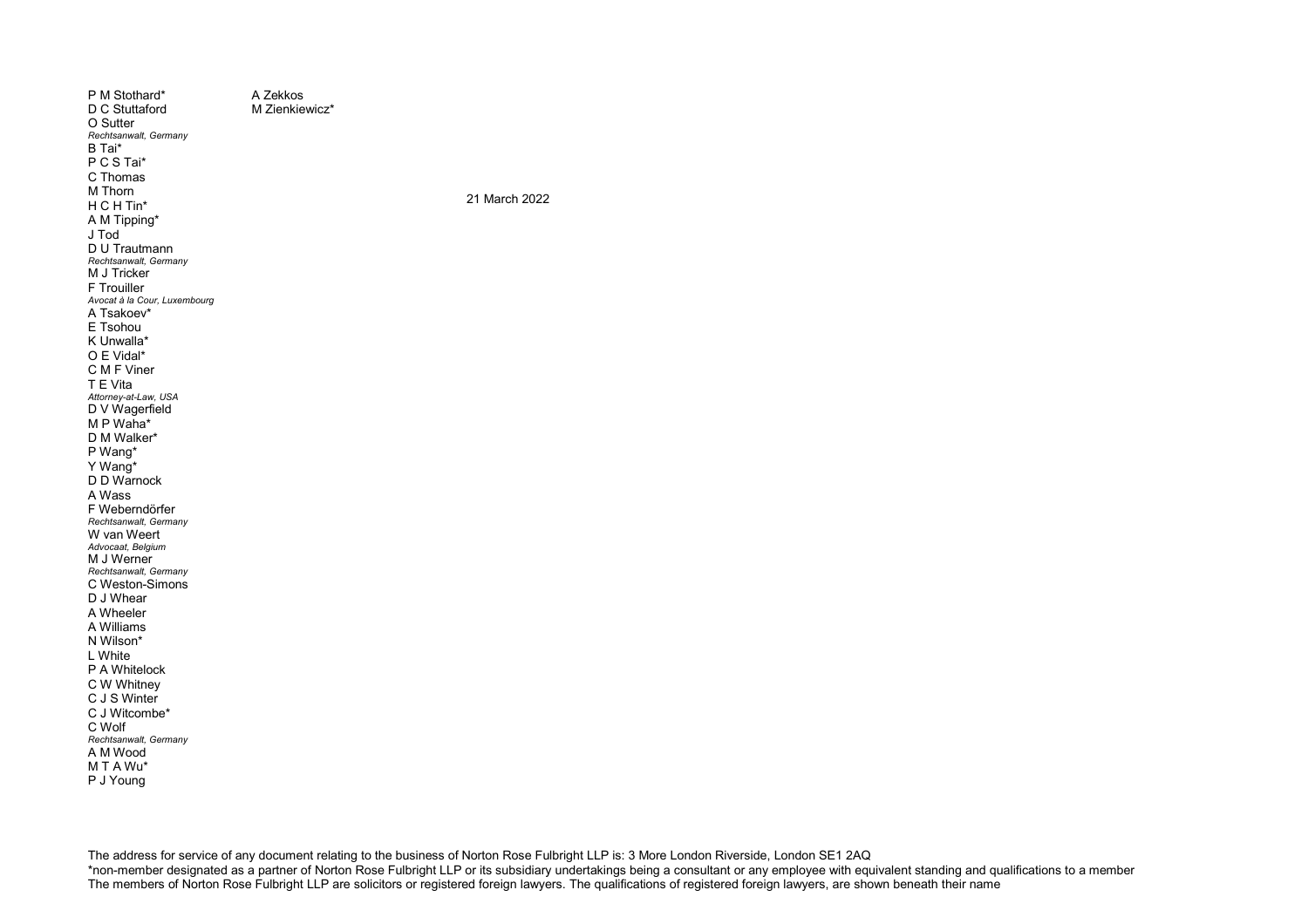P M Stothard*
D C Stuttaford
O Sutter
*Rechtsanwalt, Germany*
B Tai*
P C S Tai*
C Thomas
M Thorn
H C H Tin*
A M Tipping*
J Tod
D U Trautmann
*Rechtsanwalt, Germany*
M J Tricker
F Trouiller
*Avocat à la Cour, Luxembourg*
A Tsakoev*
E Tsohou
K Unwalla*
O E Vidal*
C M F Viner
T E Vita
*Attorney-at-Law, USA*
D V Wagerfield
M P Waha*
D M Walker*
P Wang*
Y Wang*
D D Warnock
A Wass
F Weberndörfer
*Rechtsanwalt, Germany*
W van Weert
*Advocaat, Belgium*
M J Werner
*Rechtsanwalt, Germany*
C Weston-Simons
D J Whear
A Wheeler
A Williams
N Wilson*
L White
P A Whitelock
C W Whitney
C J S Winter
C J Witcombe*
C Wolf
*Rechtsanwalt, Germany*
A M Wood
M T A Wu*
P J Young
A Zekkos
M Zienkiewicz*

21 March 2022

The address for service of any document relating to the business of Norton Rose Fulbright LLP is: 3 More London Riverside, London SE1 2AQ
*non-member designated as a partner of Norton Rose Fulbright LLP or its subsidiary undertakings being a consultant or any employee with equivalent standing and qualifications to a member
The members of Norton Rose Fulbright LLP are solicitors or registered foreign lawyers. The qualifications of registered foreign lawyers, are shown beneath their name